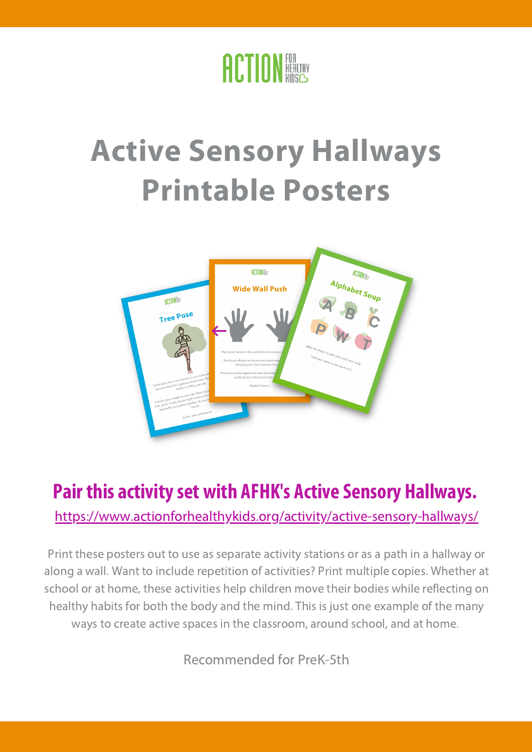# Active Sensory Hallways Printable Posters

## Pair this activity set with AFHK's Active Sensory Hallways.

https://www.actionforhealthykids.org/activity/active-sensory-hallways/

Print these posters out to use as separate activity stations or as a path in a hallway or along a wall. Want to include repetition of activities? Print multiple copies. Whether at school or at home, these activities help children move their bodies while reflecting on healthy habits for both the body and the mind. This is just one example of the many ways to create active spaces in the classroom, around school, and at home.

Recommended for PreK-5th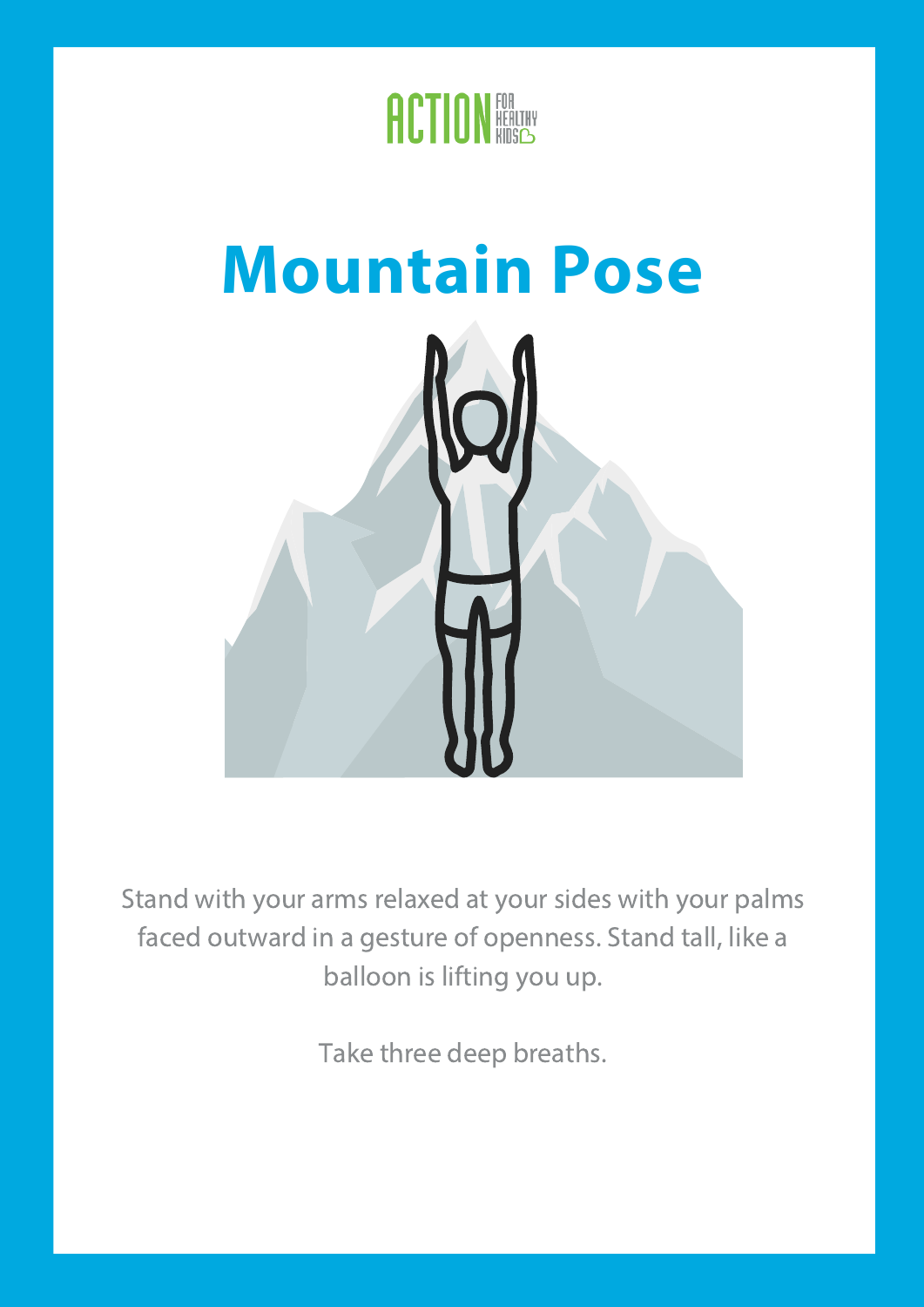# Mountain Pose

Stand with your arms relaxed at your sides with your palms faced outward in a gesture of openness. Stand tall, like a balloon is lifting you up.

Take three deep breaths.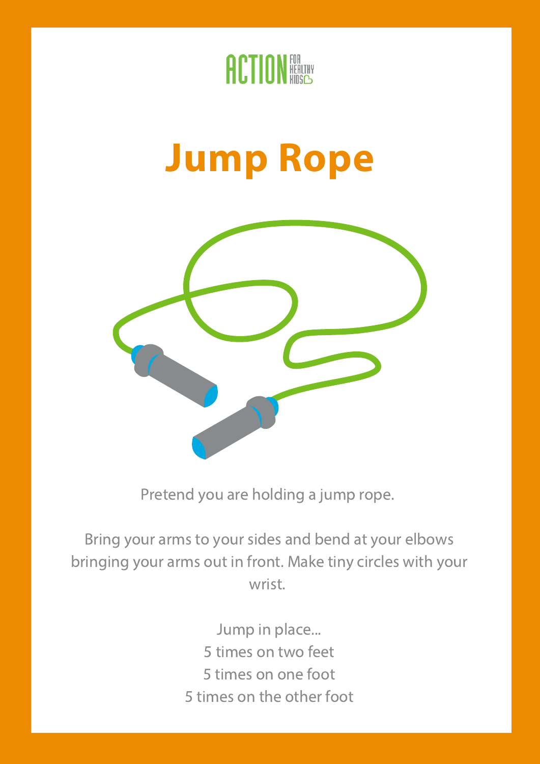ACTION FOR HEALTHY KIDS

# Jump Rope

Pretend you are holding a jump rope.

Bring your arms to your sides and bend at your elbows bringing your arms out in front. Make tiny circles with your wrist.

Jump in place...
5 times on two feet
5 times on one foot
5 times on the other foot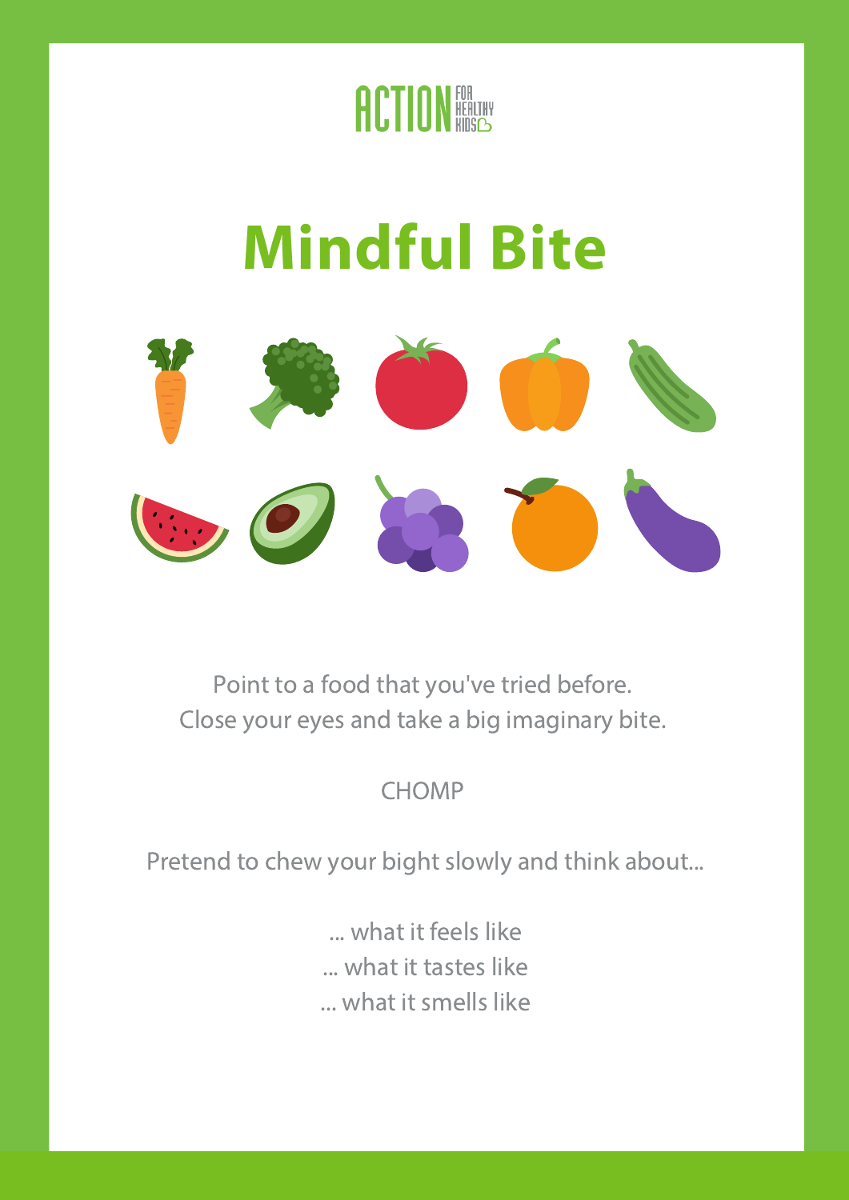# Mindful Bite

Point to a food that you've tried before.
Close your eyes and take a big imaginary bite.

CHOMP

Pretend to chew your bight slowly and think about...

... what it feels like
... what it tastes like
... what it smells like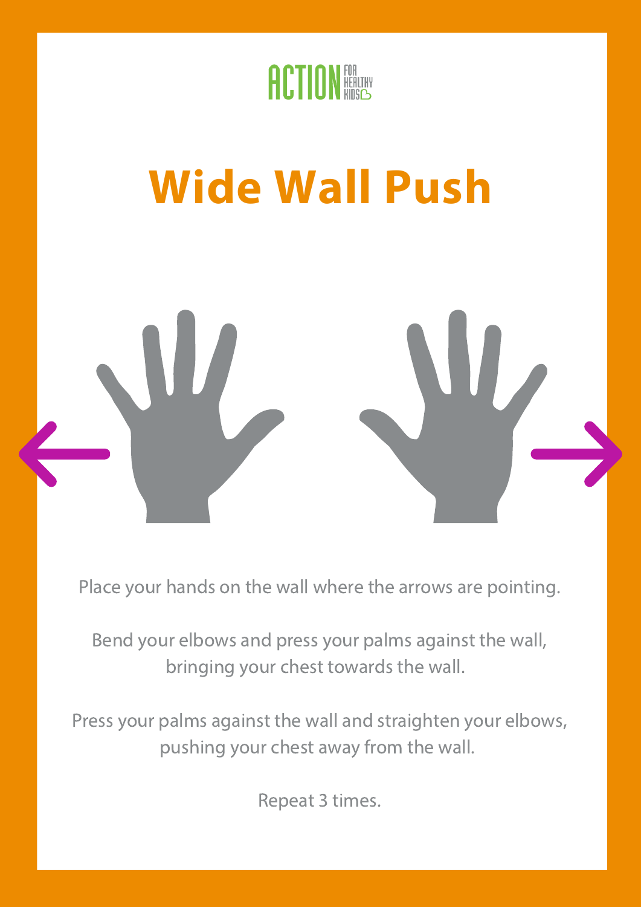# Wide Wall Push

Place your hands on the wall where the arrows are pointing.

Bend your elbows and press your palms against the wall, bringing your chest towards the wall.

Press your palms against the wall and straighten your elbows, pushing your chest away from the wall.

Repeat 3 times.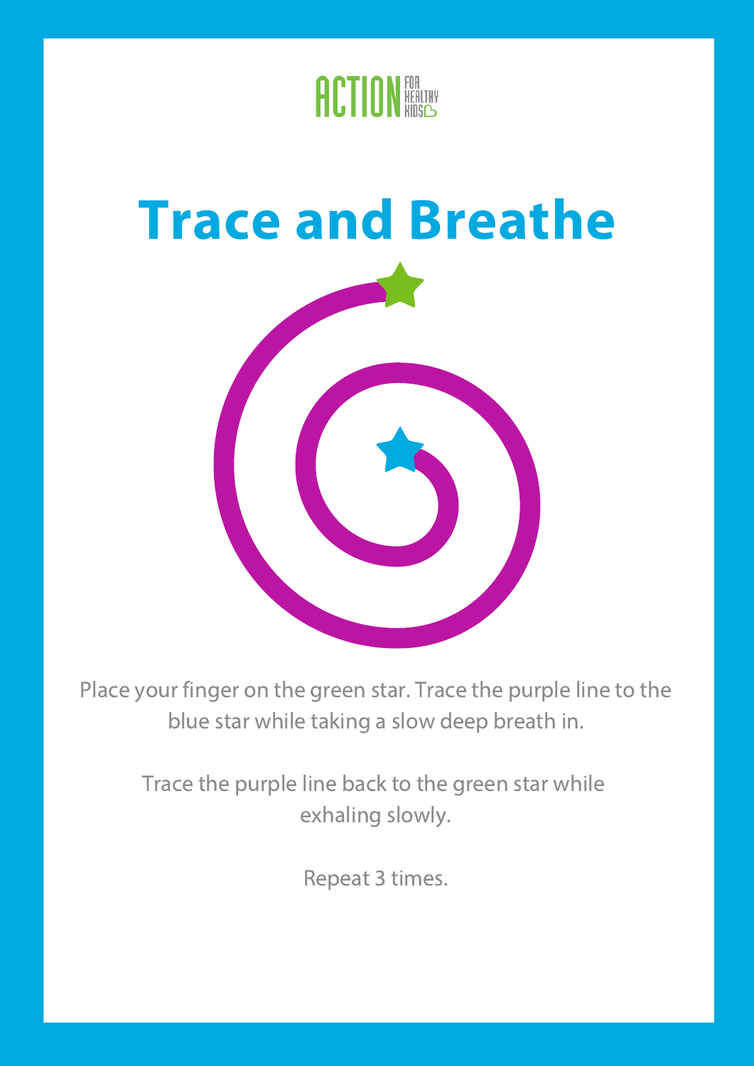# Trace and Breathe

Place your finger on the green star. Trace the purple line to the blue star while taking a slow deep breath in.

Trace the purple line back to the green star while exhaling slowly.

Repeat 3 times.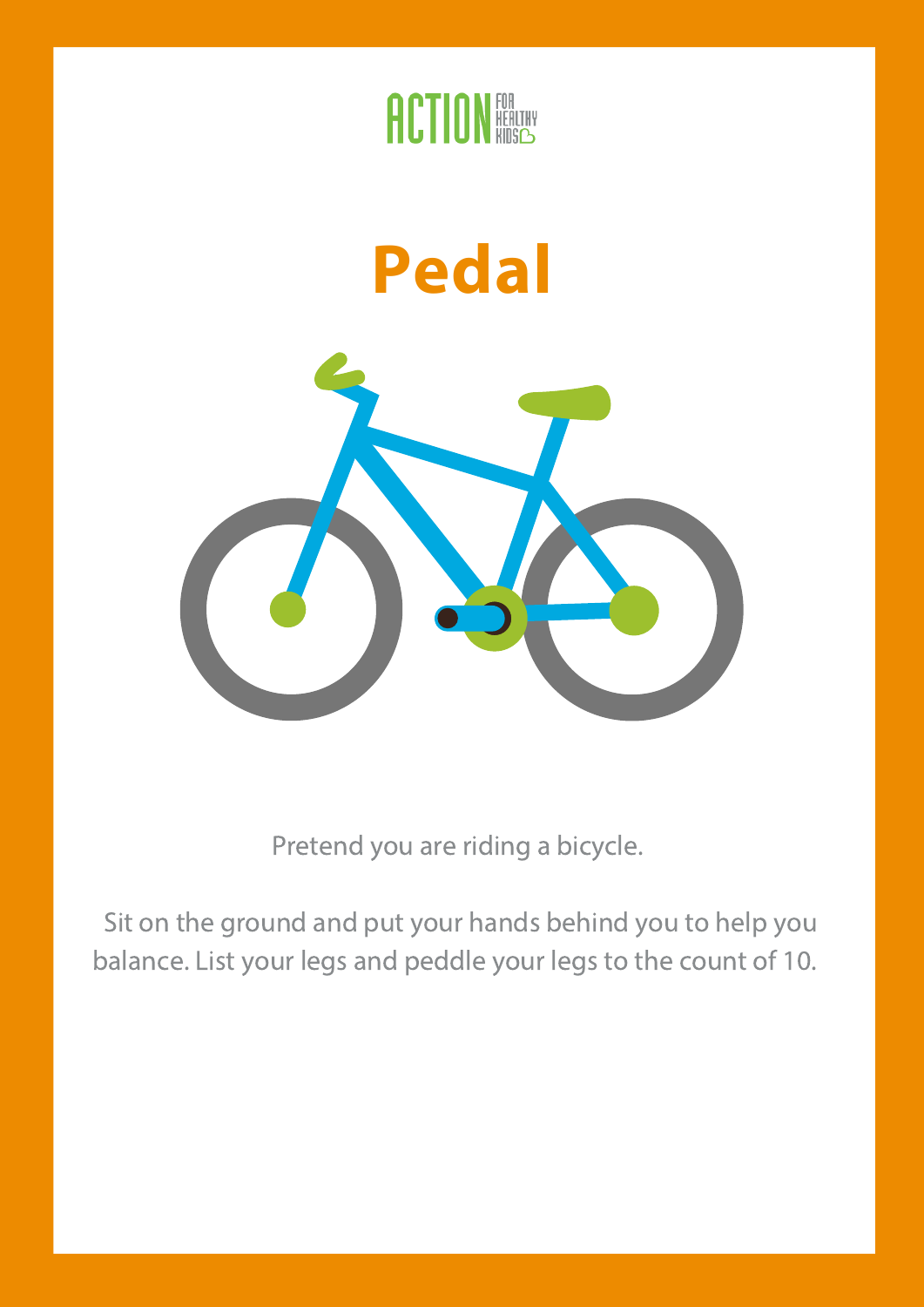# Pedal

Pretend you are riding a bicycle.

Sit on the ground and put your hands behind you to help you balance. List your legs and peddle your legs to the count of 10.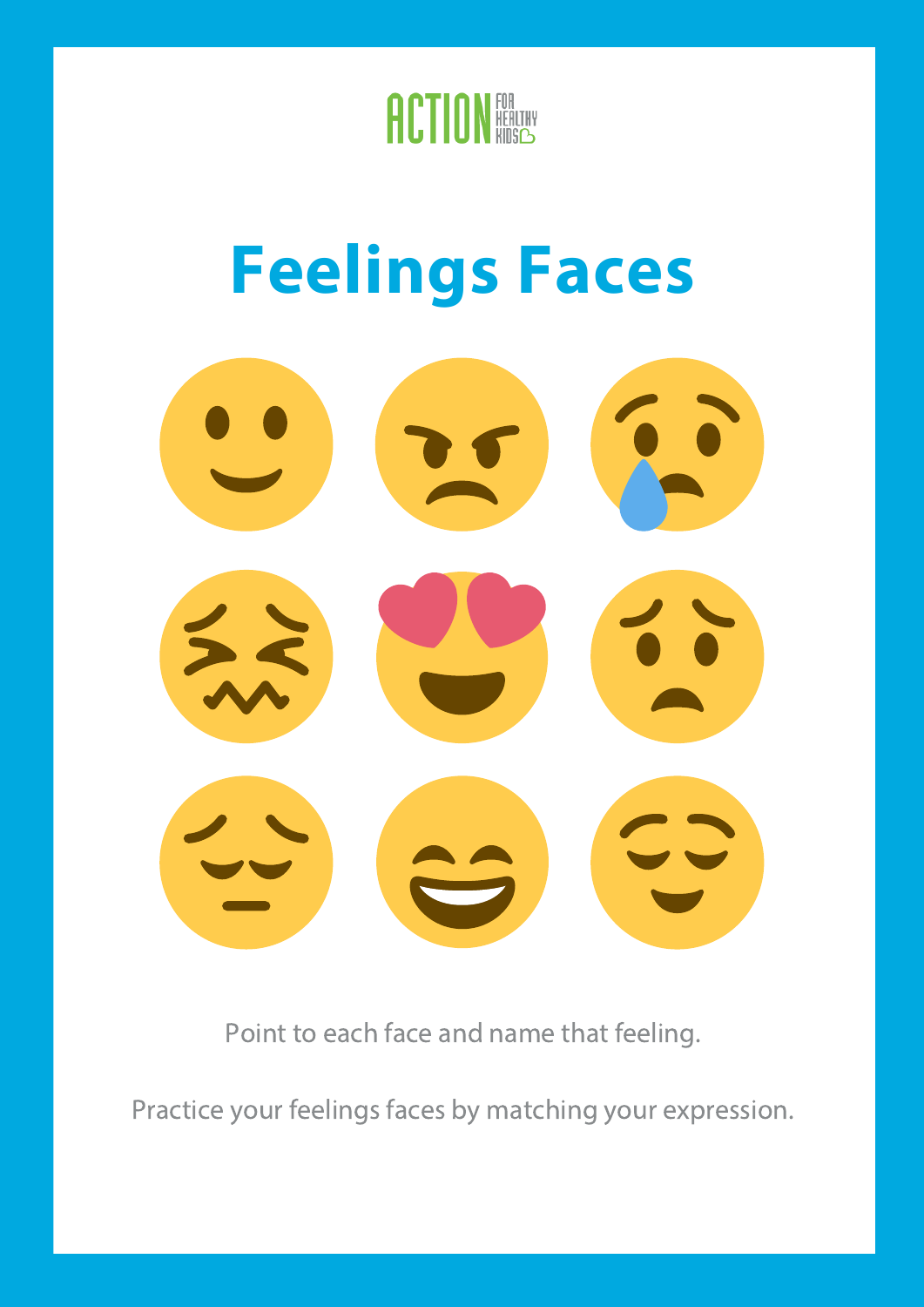ACTION FOR HEALTHY KIDS

# Feelings Faces

Point to each face and name that feeling.

Practice your feelings faces by matching your expression.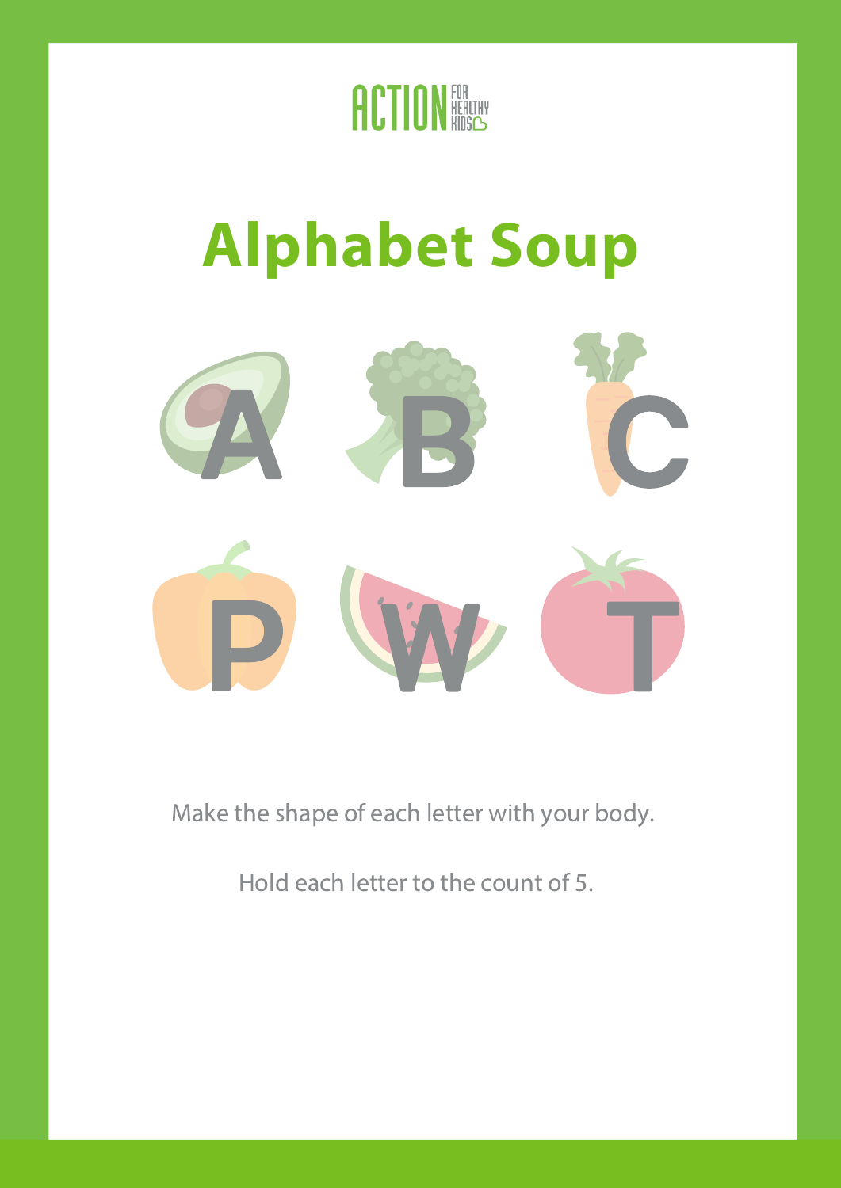ACTION FOR HEALTHY KIDS

# Alphabet Soup

A B C

P W T

Make the shape of each letter with your body.

Hold each letter to the count of 5.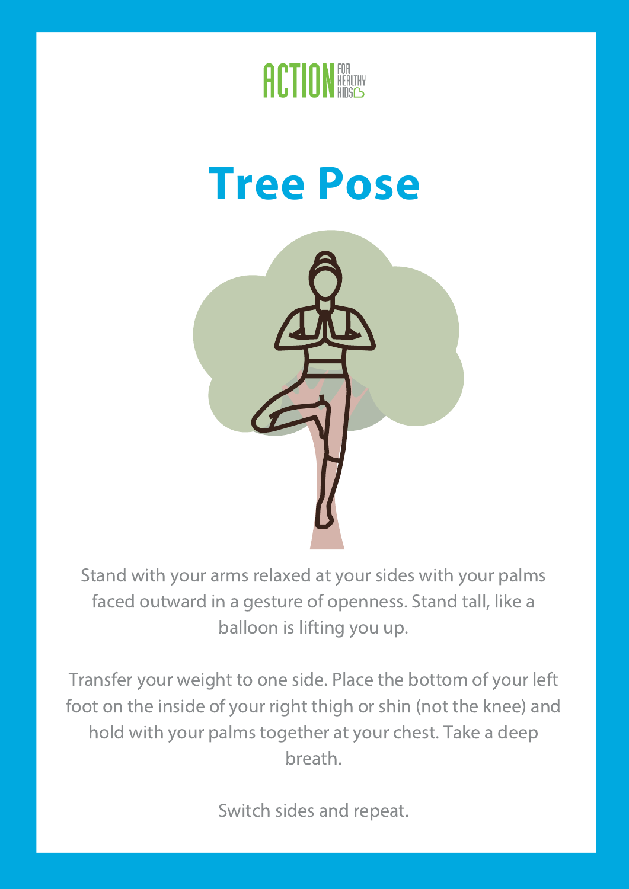# Tree Pose

Stand with your arms relaxed at your sides with your palms faced outward in a gesture of openness. Stand tall, like a balloon is lifting you up.

Transfer your weight to one side. Place the bottom of your left foot on the inside of your right thigh or shin (not the knee) and hold with your palms together at your chest. Take a deep breath.

Switch sides and repeat.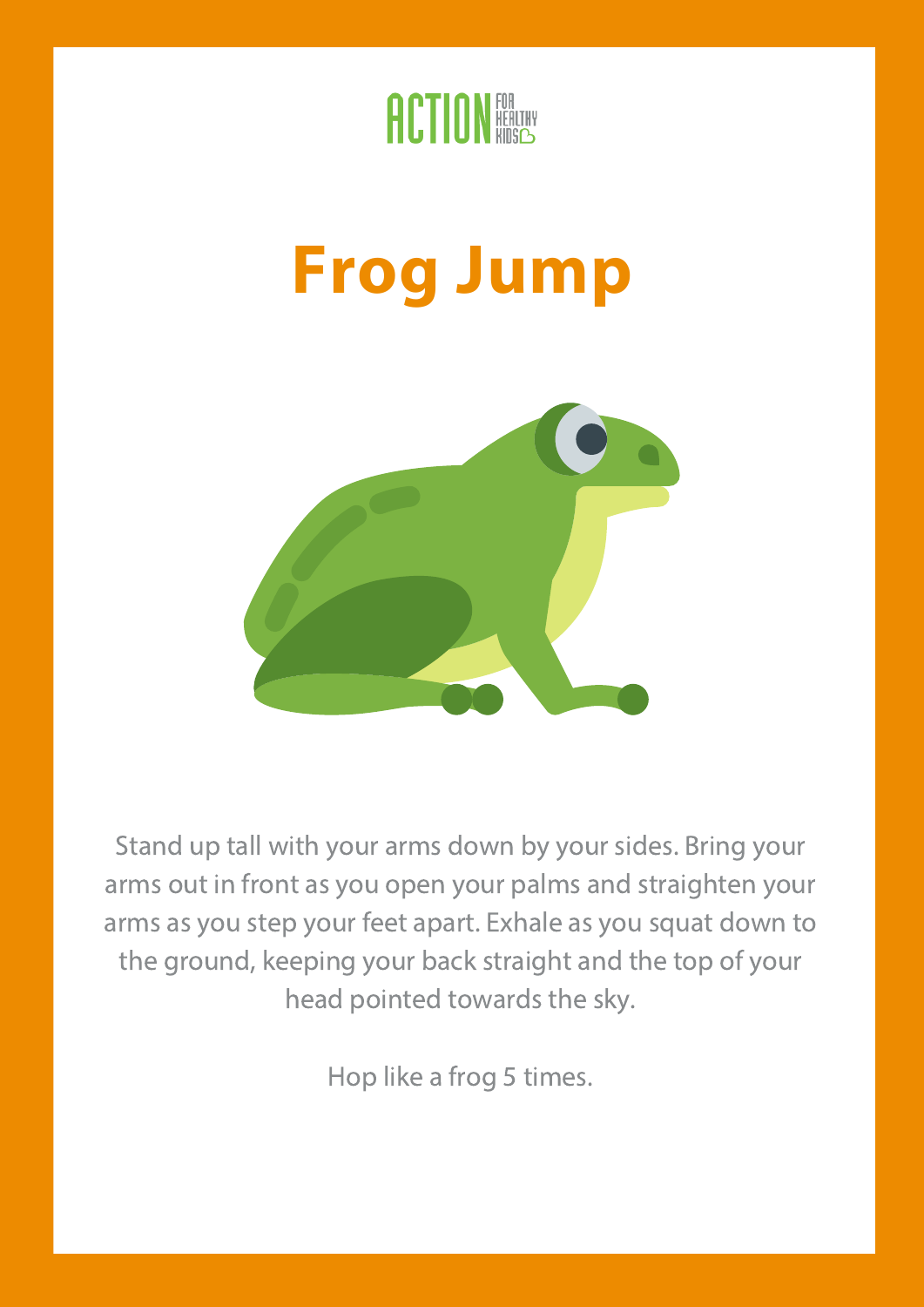# Frog Jump

Stand up tall with your arms down by your sides. Bring your arms out in front as you open your palms and straighten your arms as you step your feet apart. Exhale as you squat down to the ground, keeping your back straight and the top of your head pointed towards the sky.

Hop like a frog 5 times.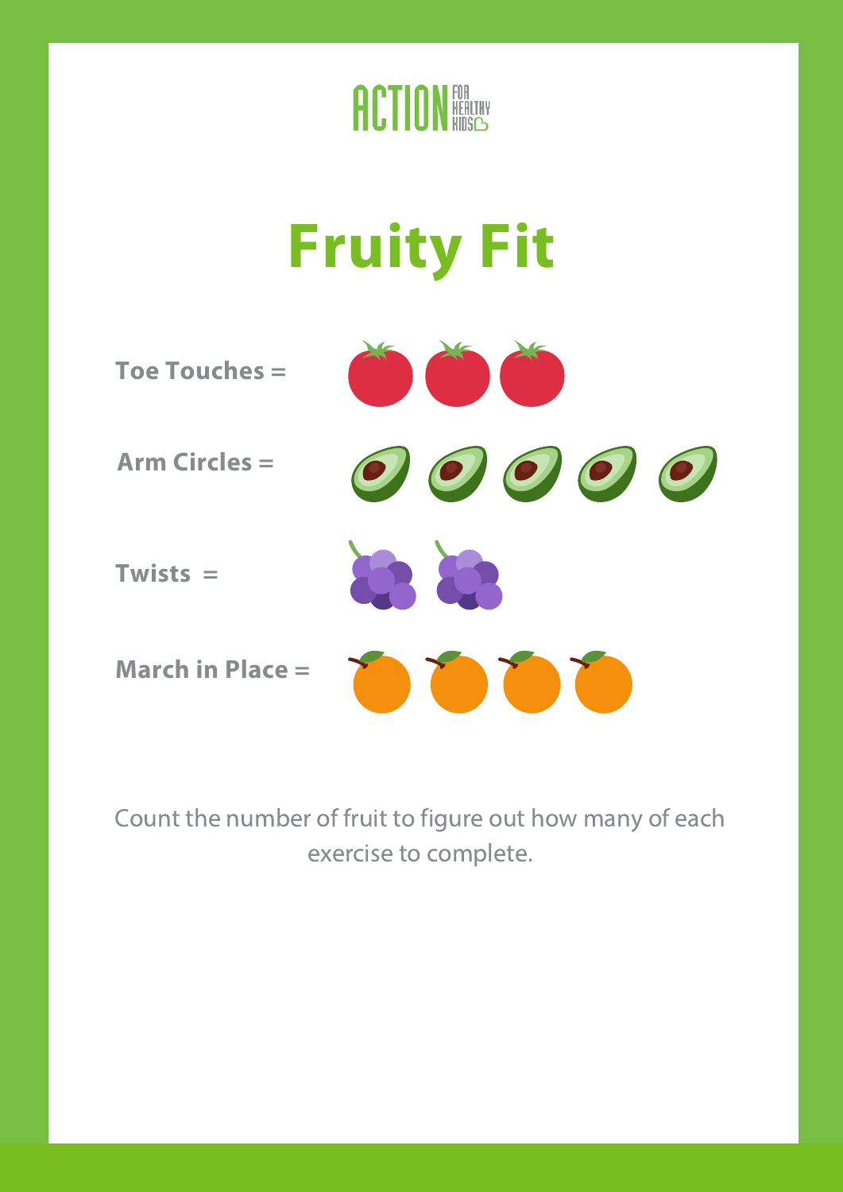ACTION FOR HEALTHY KIDS

# Fruity Fit

**Toe Touches =**

**Arm Circles =**

**Twists =**

**March in Place =**

Count the number of fruit to figure out how many of each exercise to complete.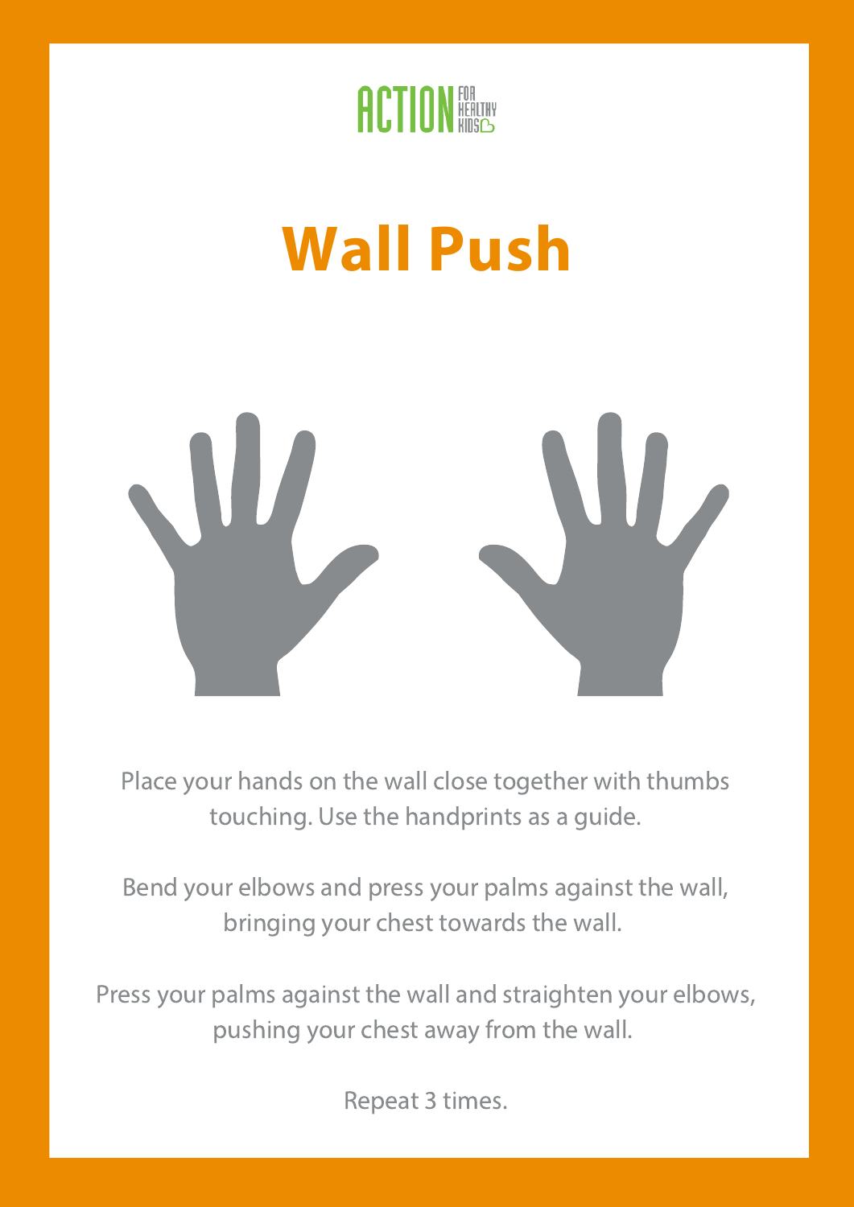ACTION FOR HEALTHY KIDS

# Wall Push

Place your hands on the wall close together with thumbs touching. Use the handprints as a guide.

Bend your elbows and press your palms against the wall, bringing your chest towards the wall.

Press your palms against the wall and straighten your elbows, pushing your chest away from the wall.

Repeat 3 times.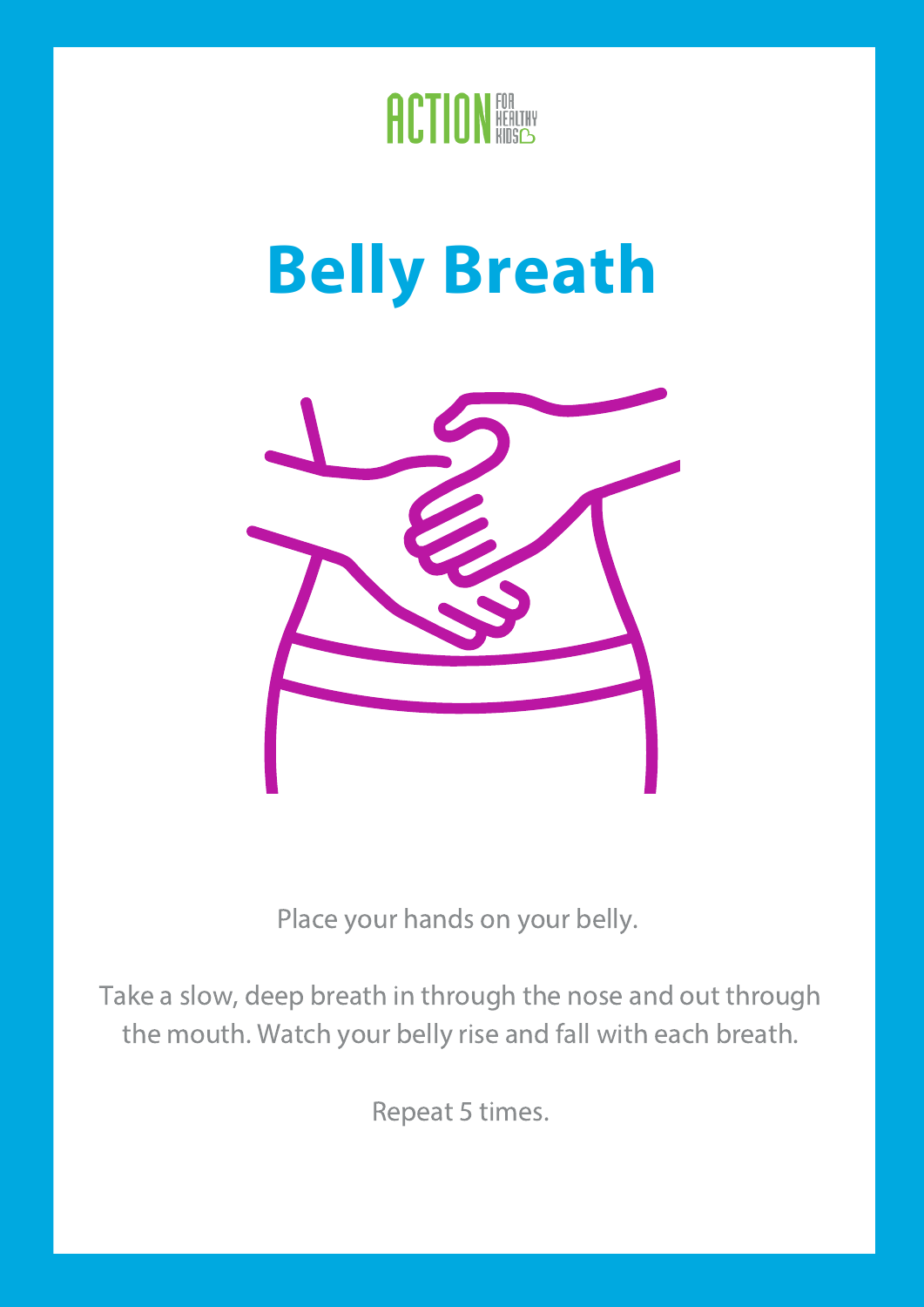ACTION FOR HEALTHY KIDS

# Belly Breath

Place your hands on your belly.

Take a slow, deep breath in through the nose and out through the mouth. Watch your belly rise and fall with each breath.

Repeat 5 times.